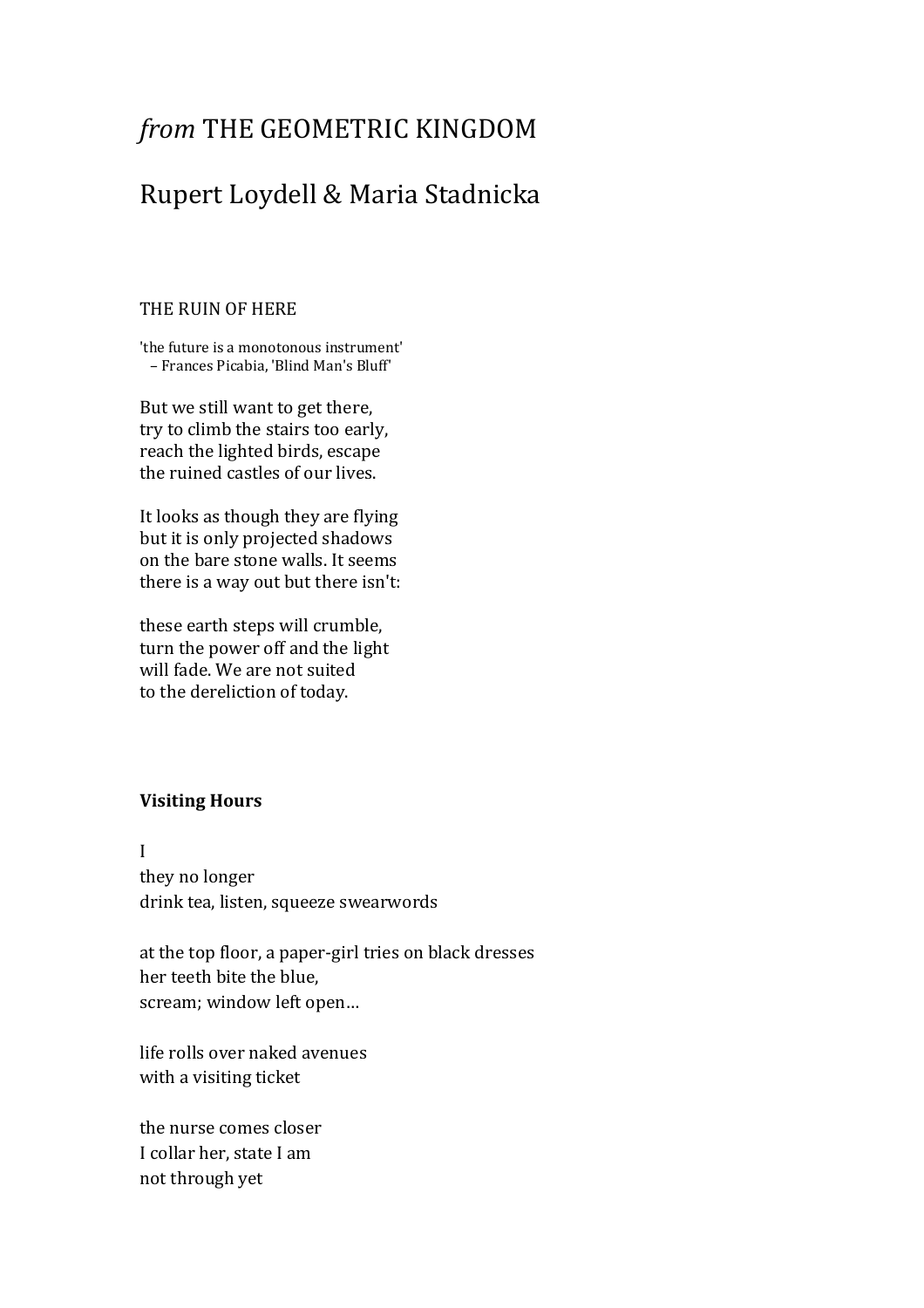# *from* THE GEOMETRIC KINGDOM

## Rupert Loydell & Maria Stadnicka

### THE RUIN OF HERE

'the future is a monotonous instrument'
   – Frances Picabia, 'Blind Man's Bluff'

But we still want to get there,
try to climb the stairs too early,
reach the lighted birds, escape
the ruined castles of our lives.

It looks as though they are flying
but it is only projected shadows
on the bare stone walls. It seems
there is a way out but there isn't:

these earth steps will crumble,
turn the power off and the light
will fade. We are not suited
to the dereliction of today.

### **Visiting Hours**

I
they no longer
drink tea, listen, squeeze swearwords

at the top floor, a paper-girl tries on black dresses
her teeth bite the blue,
scream; window left open…

life rolls over naked avenues
with a visiting ticket

the nurse comes closer
I collar her, state I am
not through yet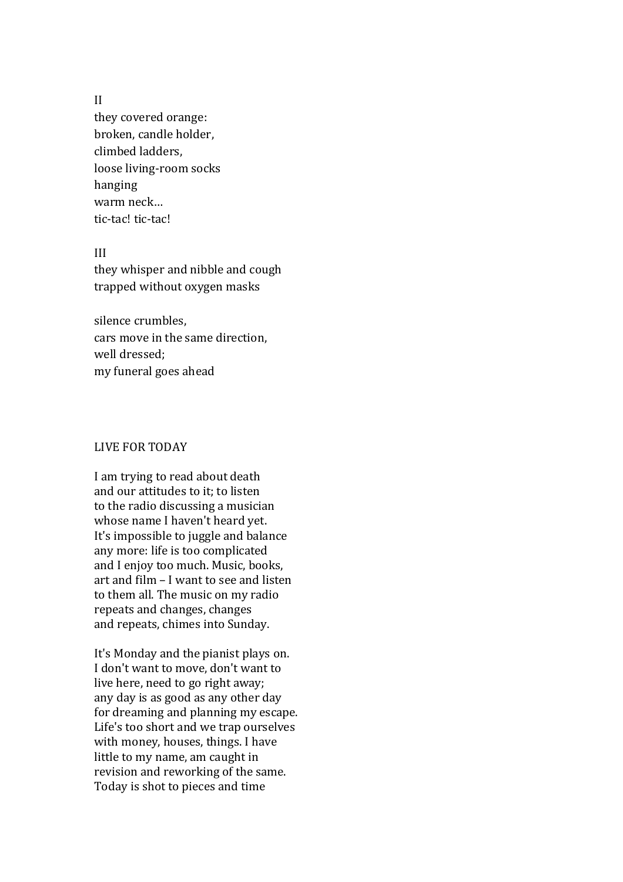II
they covered orange:
broken, candle holder,
climbed ladders,
loose living-room socks
hanging
warm neck…
tic-tac! tic-tac!

III
they whisper and nibble and cough
trapped without oxygen masks

silence crumbles,
cars move in the same direction,
well dressed;
my funeral goes ahead

## LIVE FOR TODAY

I am trying to read about death
and our attitudes to it; to listen
to the radio discussing a musician
whose name I haven't heard yet.
It's impossible to juggle and balance
any more: life is too complicated
and I enjoy too much. Music, books,
art and film – I want to see and listen
to them all. The music on my radio
repeats and changes, changes
and repeats, chimes into Sunday.

It's Monday and the pianist plays on.
I don't want to move, don't want to
live here, need to go right away;
any day is as good as any other day
for dreaming and planning my escape.
Life's too short and we trap ourselves
with money, houses, things. I have
little to my name, am caught in
revision and reworking of the same.
Today is shot to pieces and time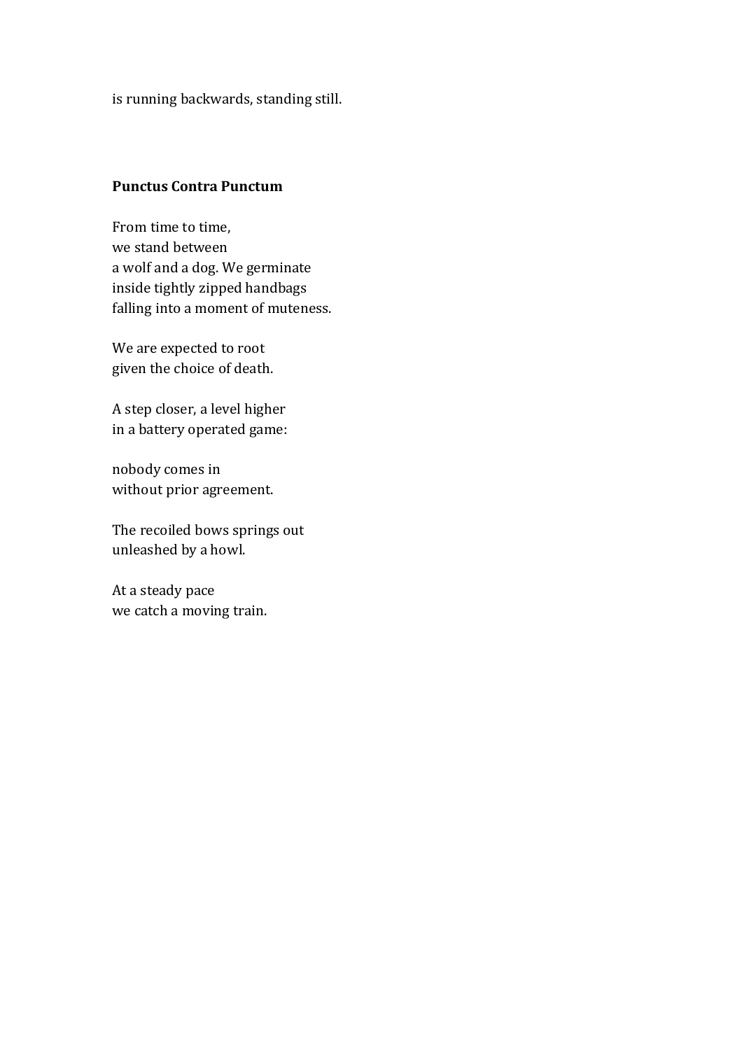is running backwards, standing still.

**Punctus Contra Punctum**

From time to time,  
we stand between  
a wolf and a dog. We germinate  
inside tightly zipped handbags  
falling into a moment of muteness.

We are expected to root  
given the choice of death.

A step closer, a level higher  
in a battery operated game:

nobody comes in  
without prior agreement.

The recoiled bows springs out  
unleashed by a howl.

At a steady pace  
we catch a moving train.